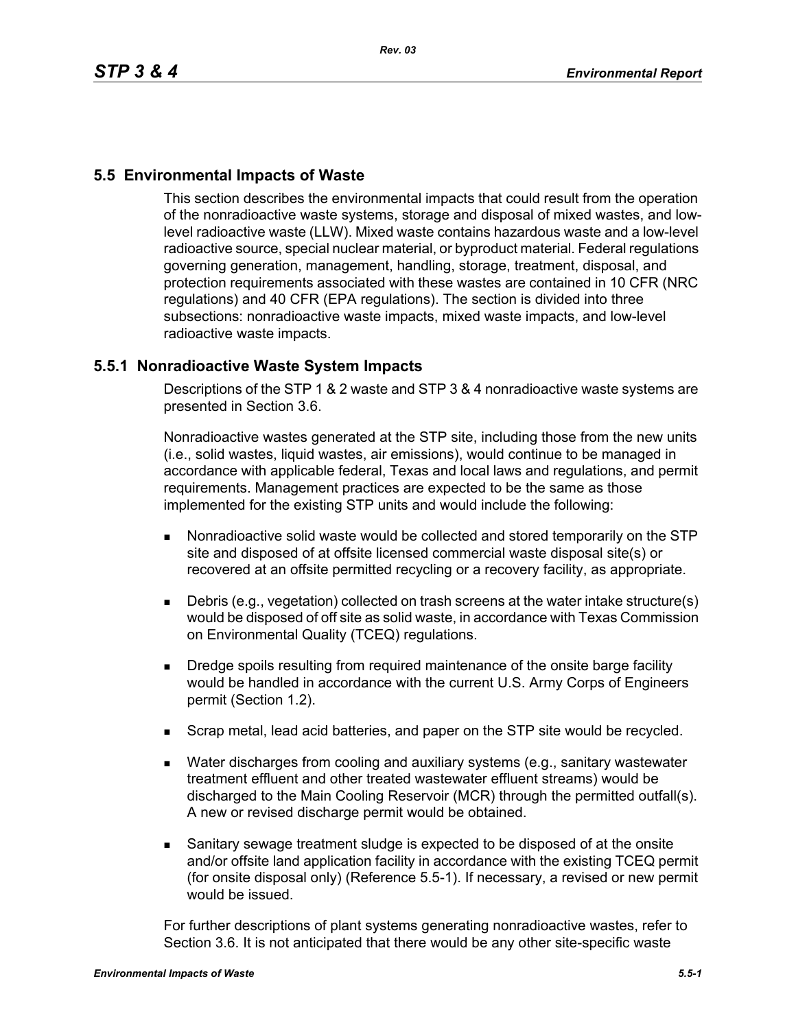## 5.5 Environmental Impacts of Waste

This section describes the environmental impacts that could result from the operation of the nonradioactive waste systems, storage and disposal of mixed wastes, and low-level radioactive waste (LLW). Mixed waste contains hazardous waste and a low-level radioactive source, special nuclear material, or byproduct material. Federal regulations governing generation, management, handling, storage, treatment, disposal, and protection requirements associated with these wastes are contained in 10 CFR (NRC regulations) and 40 CFR (EPA regulations). The section is divided into three subsections: nonradioactive waste impacts, mixed waste impacts, and low-level radioactive waste impacts.

### 5.5.1 Nonradioactive Waste System Impacts

Descriptions of the STP 1 & 2 waste and STP 3 & 4 nonradioactive waste systems are presented in Section 3.6.

Nonradioactive wastes generated at the STP site, including those from the new units (i.e., solid wastes, liquid wastes, air emissions), would continue to be managed in accordance with applicable federal, Texas and local laws and regulations, and permit requirements. Management practices are expected to be the same as those implemented for the existing STP units and would include the following:

- Nonradioactive solid waste would be collected and stored temporarily on the STP site and disposed of at offsite licensed commercial waste disposal site(s) or recovered at an offsite permitted recycling or a recovery facility, as appropriate.
- Debris (e.g., vegetation) collected on trash screens at the water intake structure(s) would be disposed of off site as solid waste, in accordance with Texas Commission on Environmental Quality (TCEQ) regulations.
- Dredge spoils resulting from required maintenance of the onsite barge facility would be handled in accordance with the current U.S. Army Corps of Engineers permit (Section 1.2).
- Scrap metal, lead acid batteries, and paper on the STP site would be recycled.
- Water discharges from cooling and auxiliary systems (e.g., sanitary wastewater treatment effluent and other treated wastewater effluent streams) would be discharged to the Main Cooling Reservoir (MCR) through the permitted outfall(s). A new or revised discharge permit would be obtained.
- Sanitary sewage treatment sludge is expected to be disposed of at the onsite and/or offsite land application facility in accordance with the existing TCEQ permit (for onsite disposal only) (Reference 5.5-1). If necessary, a revised or new permit would be issued.

For further descriptions of plant systems generating nonradioactive wastes, refer to Section 3.6. It is not anticipated that there would be any other site-specific waste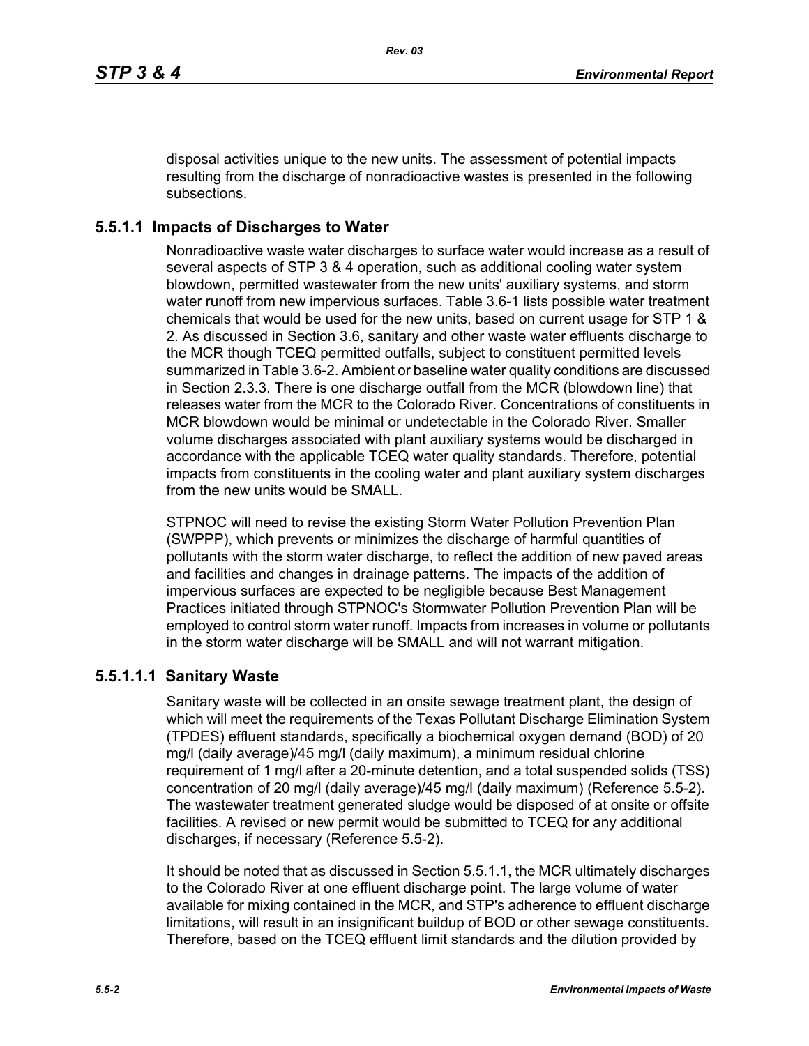disposal activities unique to the new units. The assessment of potential impacts resulting from the discharge of nonradioactive wastes is presented in the following subsections.

### 5.5.1.1 Impacts of Discharges to Water

Nonradioactive waste water discharges to surface water would increase as a result of several aspects of STP 3 & 4 operation, such as additional cooling water system blowdown, permitted wastewater from the new units' auxiliary systems, and storm water runoff from new impervious surfaces. Table 3.6-1 lists possible water treatment chemicals that would be used for the new units, based on current usage for STP 1 & 2. As discussed in Section 3.6, sanitary and other waste water effluents discharge to the MCR though TCEQ permitted outfalls, subject to constituent permitted levels summarized in Table 3.6-2. Ambient or baseline water quality conditions are discussed in Section 2.3.3. There is one discharge outfall from the MCR (blowdown line) that releases water from the MCR to the Colorado River. Concentrations of constituents in MCR blowdown would be minimal or undetectable in the Colorado River. Smaller volume discharges associated with plant auxiliary systems would be discharged in accordance with the applicable TCEQ water quality standards. Therefore, potential impacts from constituents in the cooling water and plant auxiliary system discharges from the new units would be SMALL.

STPNOC will need to revise the existing Storm Water Pollution Prevention Plan (SWPPP), which prevents or minimizes the discharge of harmful quantities of pollutants with the storm water discharge, to reflect the addition of new paved areas and facilities and changes in drainage patterns. The impacts of the addition of impervious surfaces are expected to be negligible because Best Management Practices initiated through STPNOC's Stormwater Pollution Prevention Plan will be employed to control storm water runoff. Impacts from increases in volume or pollutants in the storm water discharge will be SMALL and will not warrant mitigation.

#### 5.5.1.1.1 Sanitary Waste

Sanitary waste will be collected in an onsite sewage treatment plant, the design of which will meet the requirements of the Texas Pollutant Discharge Elimination System (TPDES) effluent standards, specifically a biochemical oxygen demand (BOD) of 20 mg/l (daily average)/45 mg/l (daily maximum), a minimum residual chlorine requirement of 1 mg/l after a 20-minute detention, and a total suspended solids (TSS) concentration of 20 mg/l (daily average)/45 mg/l (daily maximum) (Reference 5.5-2). The wastewater treatment generated sludge would be disposed of at onsite or offsite facilities. A revised or new permit would be submitted to TCEQ for any additional discharges, if necessary (Reference 5.5-2).

It should be noted that as discussed in Section 5.5.1.1, the MCR ultimately discharges to the Colorado River at one effluent discharge point. The large volume of water available for mixing contained in the MCR, and STP's adherence to effluent discharge limitations, will result in an insignificant buildup of BOD or other sewage constituents. Therefore, based on the TCEQ effluent limit standards and the dilution provided by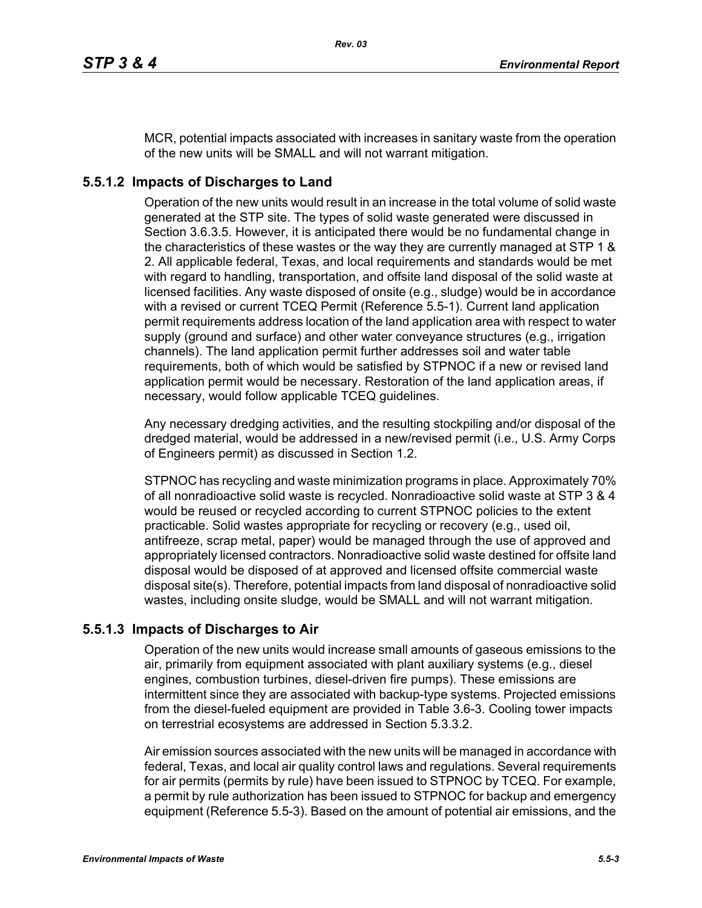MCR, potential impacts associated with increases in sanitary waste from the operation of the new units will be SMALL and will not warrant mitigation.

### 5.5.1.2 Impacts of Discharges to Land

Operation of the new units would result in an increase in the total volume of solid waste generated at the STP site. The types of solid waste generated were discussed in Section 3.6.3.5. However, it is anticipated there would be no fundamental change in the characteristics of these wastes or the way they are currently managed at STP 1 & 2. All applicable federal, Texas, and local requirements and standards would be met with regard to handling, transportation, and offsite land disposal of the solid waste at licensed facilities. Any waste disposed of onsite (e.g., sludge) would be in accordance with a revised or current TCEQ Permit (Reference 5.5-1). Current land application permit requirements address location of the land application area with respect to water supply (ground and surface) and other water conveyance structures (e.g., irrigation channels). The land application permit further addresses soil and water table requirements, both of which would be satisfied by STPNOC if a new or revised land application permit would be necessary. Restoration of the land application areas, if necessary, would follow applicable TCEQ guidelines.

Any necessary dredging activities, and the resulting stockpiling and/or disposal of the dredged material, would be addressed in a new/revised permit (i.e., U.S. Army Corps of Engineers permit) as discussed in Section 1.2.

STPNOC has recycling and waste minimization programs in place. Approximately 70% of all nonradioactive solid waste is recycled. Nonradioactive solid waste at STP 3 & 4 would be reused or recycled according to current STPNOC policies to the extent practicable. Solid wastes appropriate for recycling or recovery (e.g., used oil, antifreeze, scrap metal, paper) would be managed through the use of approved and appropriately licensed contractors. Nonradioactive solid waste destined for offsite land disposal would be disposed of at approved and licensed offsite commercial waste disposal site(s). Therefore, potential impacts from land disposal of nonradioactive solid wastes, including onsite sludge, would be SMALL and will not warrant mitigation.

### 5.5.1.3 Impacts of Discharges to Air

Operation of the new units would increase small amounts of gaseous emissions to the air, primarily from equipment associated with plant auxiliary systems (e.g., diesel engines, combustion turbines, diesel-driven fire pumps). These emissions are intermittent since they are associated with backup-type systems. Projected emissions from the diesel-fueled equipment are provided in Table 3.6-3. Cooling tower impacts on terrestrial ecosystems are addressed in Section 5.3.3.2.

Air emission sources associated with the new units will be managed in accordance with federal, Texas, and local air quality control laws and regulations. Several requirements for air permits (permits by rule) have been issued to STPNOC by TCEQ. For example, a permit by rule authorization has been issued to STPNOC for backup and emergency equipment (Reference 5.5-3). Based on the amount of potential air emissions, and the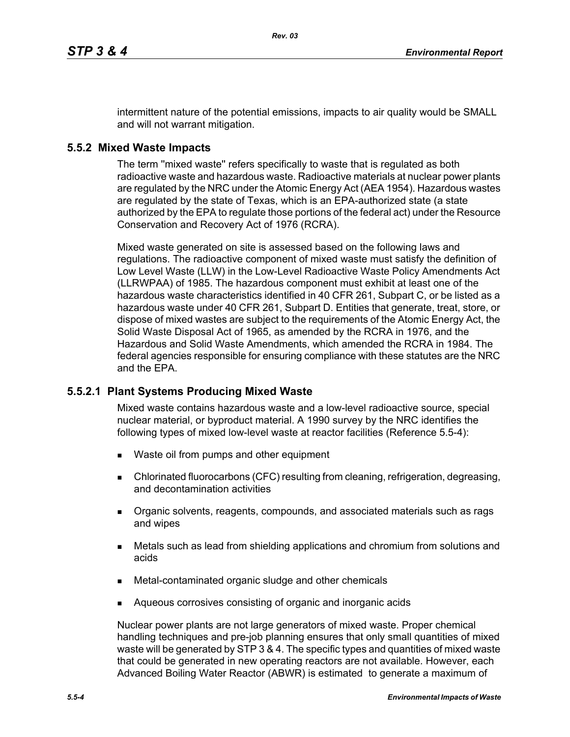intermittent nature of the potential emissions, impacts to air quality would be SMALL and will not warrant mitigation.

### 5.5.2 Mixed Waste Impacts

The term "mixed waste" refers specifically to waste that is regulated as both radioactive waste and hazardous waste. Radioactive materials at nuclear power plants are regulated by the NRC under the Atomic Energy Act (AEA 1954). Hazardous wastes are regulated by the state of Texas, which is an EPA-authorized state (a state authorized by the EPA to regulate those portions of the federal act) under the Resource Conservation and Recovery Act of 1976 (RCRA).

Mixed waste generated on site is assessed based on the following laws and regulations. The radioactive component of mixed waste must satisfy the definition of Low Level Waste (LLW) in the Low-Level Radioactive Waste Policy Amendments Act (LLRWPAA) of 1985. The hazardous component must exhibit at least one of the hazardous waste characteristics identified in 40 CFR 261, Subpart C, or be listed as a hazardous waste under 40 CFR 261, Subpart D. Entities that generate, treat, store, or dispose of mixed wastes are subject to the requirements of the Atomic Energy Act, the Solid Waste Disposal Act of 1965, as amended by the RCRA in 1976, and the Hazardous and Solid Waste Amendments, which amended the RCRA in 1984. The federal agencies responsible for ensuring compliance with these statutes are the NRC and the EPA.

#### 5.5.2.1 Plant Systems Producing Mixed Waste

Mixed waste contains hazardous waste and a low-level radioactive source, special nuclear material, or byproduct material. A 1990 survey by the NRC identifies the following types of mixed low-level waste at reactor facilities (Reference 5.5-4):

- Waste oil from pumps and other equipment
- Chlorinated fluorocarbons (CFC) resulting from cleaning, refrigeration, degreasing, and decontamination activities
- Organic solvents, reagents, compounds, and associated materials such as rags and wipes
- Metals such as lead from shielding applications and chromium from solutions and acids
- Metal-contaminated organic sludge and other chemicals
- Aqueous corrosives consisting of organic and inorganic acids

Nuclear power plants are not large generators of mixed waste. Proper chemical handling techniques and pre-job planning ensures that only small quantities of mixed waste will be generated by STP 3 & 4. The specific types and quantities of mixed waste that could be generated in new operating reactors are not available. However, each Advanced Boiling Water Reactor (ABWR) is estimated to generate a maximum of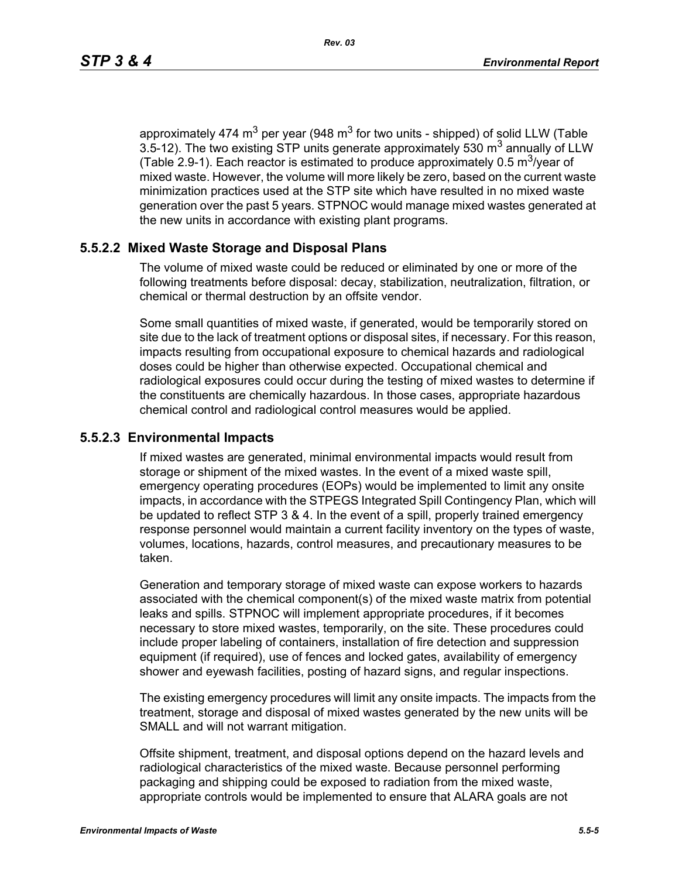approximately 474 $m^3$ per year (948 $m^3$ for two units - shipped) of solid LLW (Table 3.5-12). The two existing STP units generate approximately 530 $m^3$ annually of LLW (Table 2.9-1). Each reactor is estimated to produce approximately 0.5 $m^3$/year of mixed waste. However, the volume will more likely be zero, based on the current waste minimization practices used at the STP site which have resulted in no mixed waste generation over the past 5 years. STPNOC would manage mixed wastes generated at the new units in accordance with existing plant programs.

### 5.5.2.2 Mixed Waste Storage and Disposal Plans

The volume of mixed waste could be reduced or eliminated by one or more of the following treatments before disposal: decay, stabilization, neutralization, filtration, or chemical or thermal destruction by an offsite vendor.

Some small quantities of mixed waste, if generated, would be temporarily stored on site due to the lack of treatment options or disposal sites, if necessary. For this reason, impacts resulting from occupational exposure to chemical hazards and radiological doses could be higher than otherwise expected. Occupational chemical and radiological exposures could occur during the testing of mixed wastes to determine if the constituents are chemically hazardous. In those cases, appropriate hazardous chemical control and radiological control measures would be applied.

### 5.5.2.3 Environmental Impacts

If mixed wastes are generated, minimal environmental impacts would result from storage or shipment of the mixed wastes. In the event of a mixed waste spill, emergency operating procedures (EOPs) would be implemented to limit any onsite impacts, in accordance with the STPEGS Integrated Spill Contingency Plan, which will be updated to reflect STP 3 & 4. In the event of a spill, properly trained emergency response personnel would maintain a current facility inventory on the types of waste, volumes, locations, hazards, control measures, and precautionary measures to be taken.

Generation and temporary storage of mixed waste can expose workers to hazards associated with the chemical component(s) of the mixed waste matrix from potential leaks and spills. STPNOC will implement appropriate procedures, if it becomes necessary to store mixed wastes, temporarily, on the site. These procedures could include proper labeling of containers, installation of fire detection and suppression equipment (if required), use of fences and locked gates, availability of emergency shower and eyewash facilities, posting of hazard signs, and regular inspections.

The existing emergency procedures will limit any onsite impacts. The impacts from the treatment, storage and disposal of mixed wastes generated by the new units will be SMALL and will not warrant mitigation.

Offsite shipment, treatment, and disposal options depend on the hazard levels and radiological characteristics of the mixed waste. Because personnel performing packaging and shipping could be exposed to radiation from the mixed waste, appropriate controls would be implemented to ensure that ALARA goals are not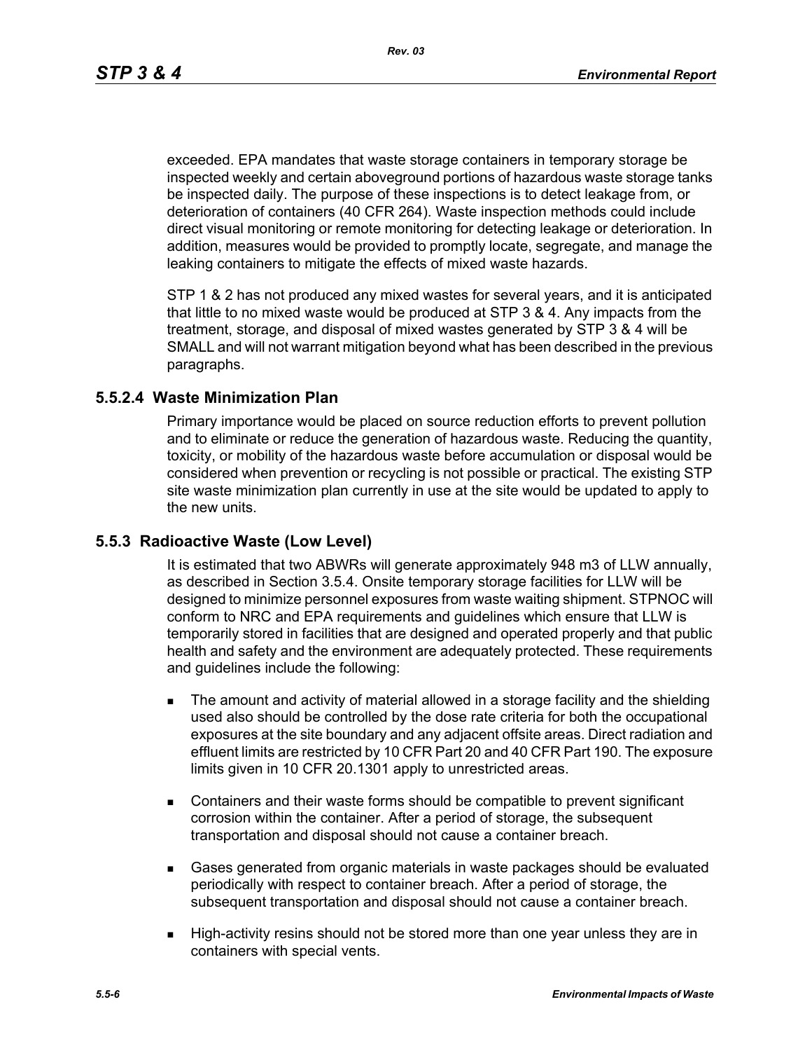exceeded. EPA mandates that waste storage containers in temporary storage be inspected weekly and certain aboveground portions of hazardous waste storage tanks be inspected daily. The purpose of these inspections is to detect leakage from, or deterioration of containers (40 CFR 264). Waste inspection methods could include direct visual monitoring or remote monitoring for detecting leakage or deterioration. In addition, measures would be provided to promptly locate, segregate, and manage the leaking containers to mitigate the effects of mixed waste hazards.

STP 1 & 2 has not produced any mixed wastes for several years, and it is anticipated that little to no mixed waste would be produced at STP 3 & 4. Any impacts from the treatment, storage, and disposal of mixed wastes generated by STP 3 & 4 will be SMALL and will not warrant mitigation beyond what has been described in the previous paragraphs.

### 5.5.2.4 Waste Minimization Plan

Primary importance would be placed on source reduction efforts to prevent pollution and to eliminate or reduce the generation of hazardous waste. Reducing the quantity, toxicity, or mobility of the hazardous waste before accumulation or disposal would be considered when prevention or recycling is not possible or practical. The existing STP site waste minimization plan currently in use at the site would be updated to apply to the new units.

## 5.5.3 Radioactive Waste (Low Level)

It is estimated that two ABWRs will generate approximately 948 m3 of LLW annually, as described in Section 3.5.4. Onsite temporary storage facilities for LLW will be designed to minimize personnel exposures from waste waiting shipment. STPNOC will conform to NRC and EPA requirements and guidelines which ensure that LLW is temporarily stored in facilities that are designed and operated properly and that public health and safety and the environment are adequately protected. These requirements and guidelines include the following:

- The amount and activity of material allowed in a storage facility and the shielding used also should be controlled by the dose rate criteria for both the occupational exposures at the site boundary and any adjacent offsite areas. Direct radiation and effluent limits are restricted by 10 CFR Part 20 and 40 CFR Part 190. The exposure limits given in 10 CFR 20.1301 apply to unrestricted areas.
- Containers and their waste forms should be compatible to prevent significant corrosion within the container. After a period of storage, the subsequent transportation and disposal should not cause a container breach.
- Gases generated from organic materials in waste packages should be evaluated periodically with respect to container breach. After a period of storage, the subsequent transportation and disposal should not cause a container breach.
- High-activity resins should not be stored more than one year unless they are in containers with special vents.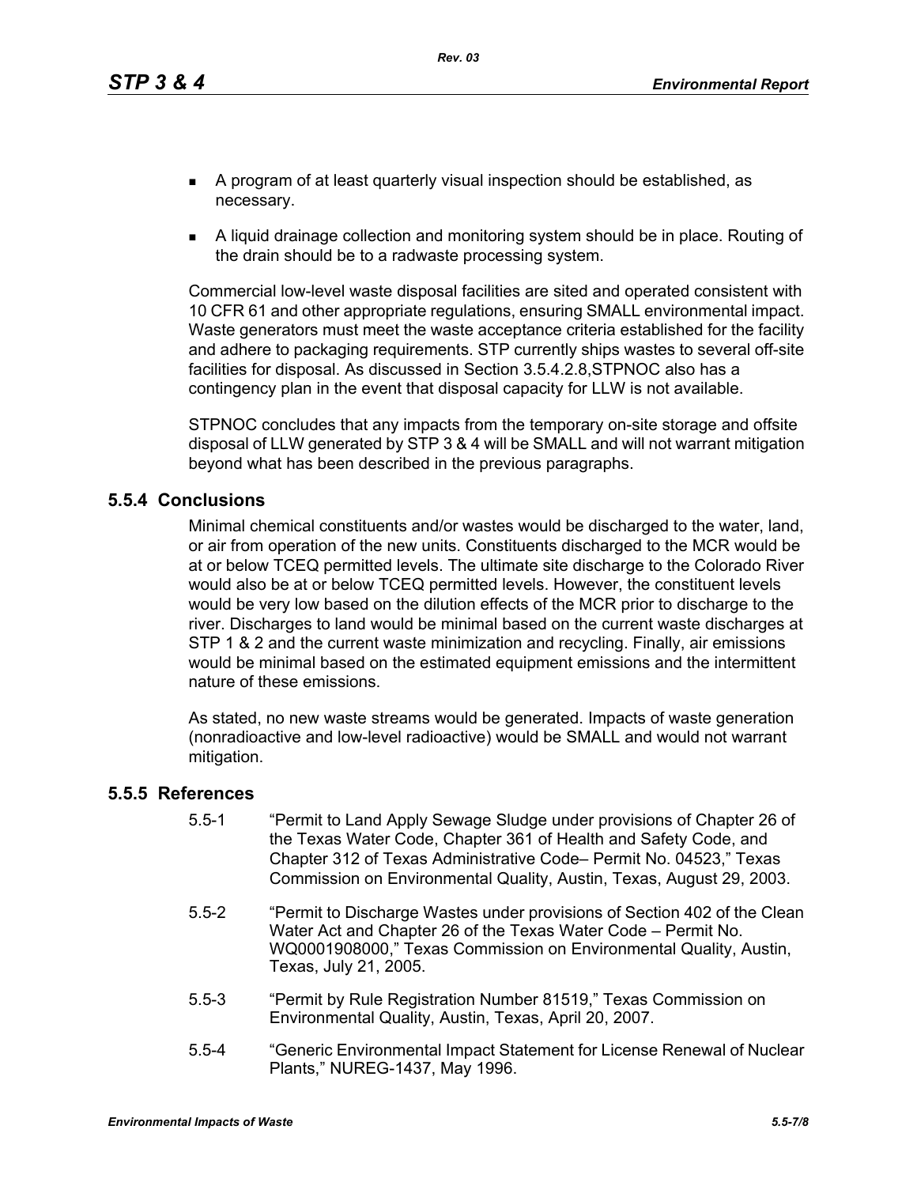- A program of at least quarterly visual inspection should be established, as necessary.
- A liquid drainage collection and monitoring system should be in place. Routing of the drain should be to a radwaste processing system.

Commercial low-level waste disposal facilities are sited and operated consistent with 10 CFR 61 and other appropriate regulations, ensuring SMALL environmental impact. Waste generators must meet the waste acceptance criteria established for the facility and adhere to packaging requirements. STP currently ships wastes to several off-site facilities for disposal. As discussed in Section 3.5.4.2.8,STPNOC also has a contingency plan in the event that disposal capacity for LLW is not available.

STPNOC concludes that any impacts from the temporary on-site storage and offsite disposal of LLW generated by STP 3 & 4 will be SMALL and will not warrant mitigation beyond what has been described in the previous paragraphs.

## 5.5.4 Conclusions

Minimal chemical constituents and/or wastes would be discharged to the water, land, or air from operation of the new units. Constituents discharged to the MCR would be at or below TCEQ permitted levels. The ultimate site discharge to the Colorado River would also be at or below TCEQ permitted levels. However, the constituent levels would be very low based on the dilution effects of the MCR prior to discharge to the river. Discharges to land would be minimal based on the current waste discharges at STP 1 & 2 and the current waste minimization and recycling. Finally, air emissions would be minimal based on the estimated equipment emissions and the intermittent nature of these emissions.

As stated, no new waste streams would be generated. Impacts of waste generation (nonradioactive and low-level radioactive) would be SMALL and would not warrant mitigation.

## 5.5.5 References

5.5-1 "Permit to Land Apply Sewage Sludge under provisions of Chapter 26 of the Texas Water Code, Chapter 361 of Health and Safety Code, and Chapter 312 of Texas Administrative Code– Permit No. 04523," Texas Commission on Environmental Quality, Austin, Texas, August 29, 2003.

5.5-2 "Permit to Discharge Wastes under provisions of Section 402 of the Clean Water Act and Chapter 26 of the Texas Water Code – Permit No. WQ0001908000," Texas Commission on Environmental Quality, Austin, Texas, July 21, 2005.

5.5-3 "Permit by Rule Registration Number 81519," Texas Commission on Environmental Quality, Austin, Texas, April 20, 2007.

5.5-4 "Generic Environmental Impact Statement for License Renewal of Nuclear Plants," NUREG-1437, May 1996.